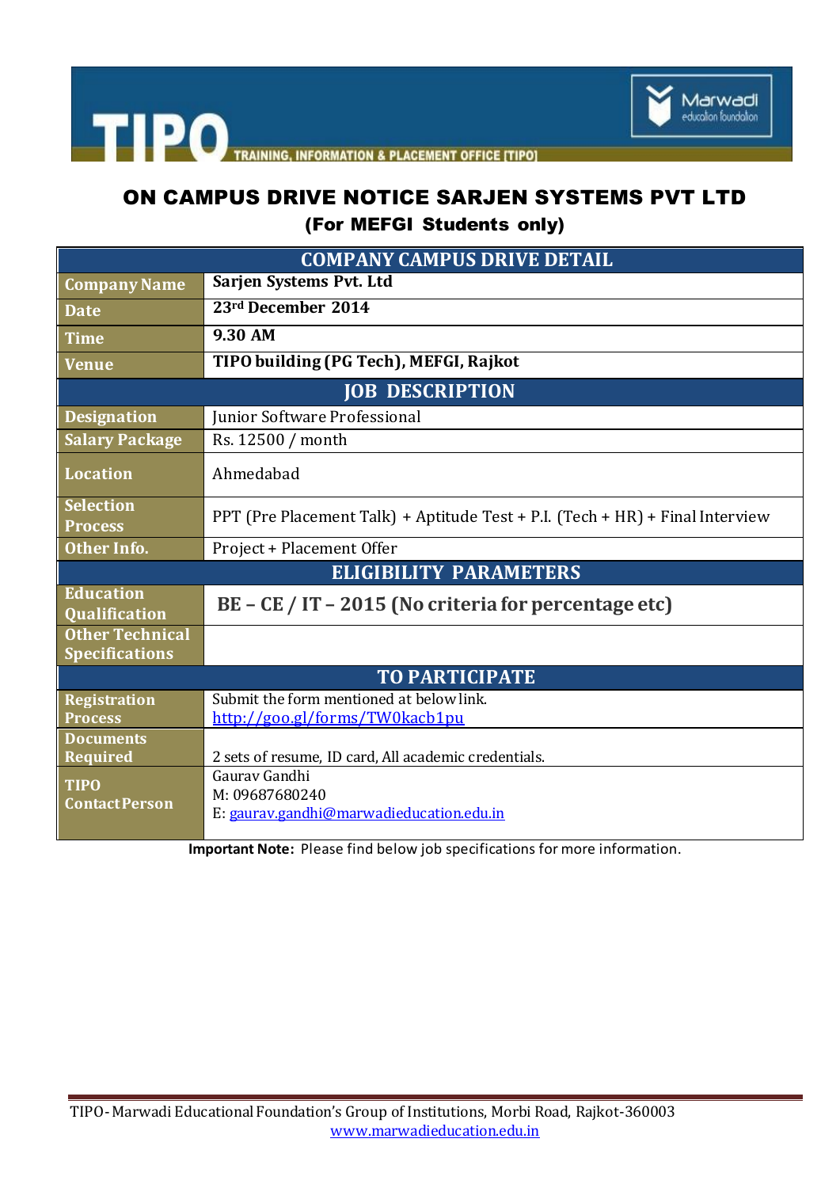TIPO TRAINING, INFORMATION & PLACEMENT OFFICE [TIPO]

Marwadi education foundation

# ON CAMPUS DRIVE NOTICE SARJEN SYSTEMS PVT LTD

## (For MEFGI Students only)

| COMPANY CAMPUS DRIVE DETAIL | |
|---|---|
| **Company Name** | **Sarjen Systems Pvt. Ltd** |
| **Date** | **23rd December 2014** |
| **Time** | **9.30 AM** |
| **Venue** | **TIPO building (PG Tech), MEFGI, Rajkot** |
| **JOB DESCRIPTION** | |
| **Designation** | Junior Software Professional |
| **Salary Package** | Rs. 12500 / month |
| **Location** | Ahmedabad |
| **Selection Process** | PPT (Pre Placement Talk) + Aptitude Test + P.I. (Tech + HR) + Final Interview |
| **Other Info.** | Project + Placement Offer |
| **ELIGIBILITY PARAMETERS** | |
| **Education Qualification** | **BE – CE / IT – 2015 (No criteria for percentage etc)** |
| **Other Technical Specifications** | |
| **TO PARTICIPATE** | |
| **Registration Process** | Submit the form mentioned at below link. http://goo.gl/forms/TW0kacb1pu |
| **Documents Required** | 2 sets of resume, ID card, All academic credentials. |
| **TIPO Contact Person** | Gaurav Gandhi<br>M: 09687680240<br>E: gaurav.gandhi@marwadieducation.edu.in |

**Important Note:** Please find below job specifications for more information.

TIPO- Marwadi Educational Foundation's Group of Institutions, Morbi Road, Rajkot-360003
www.marwadieducation.edu.in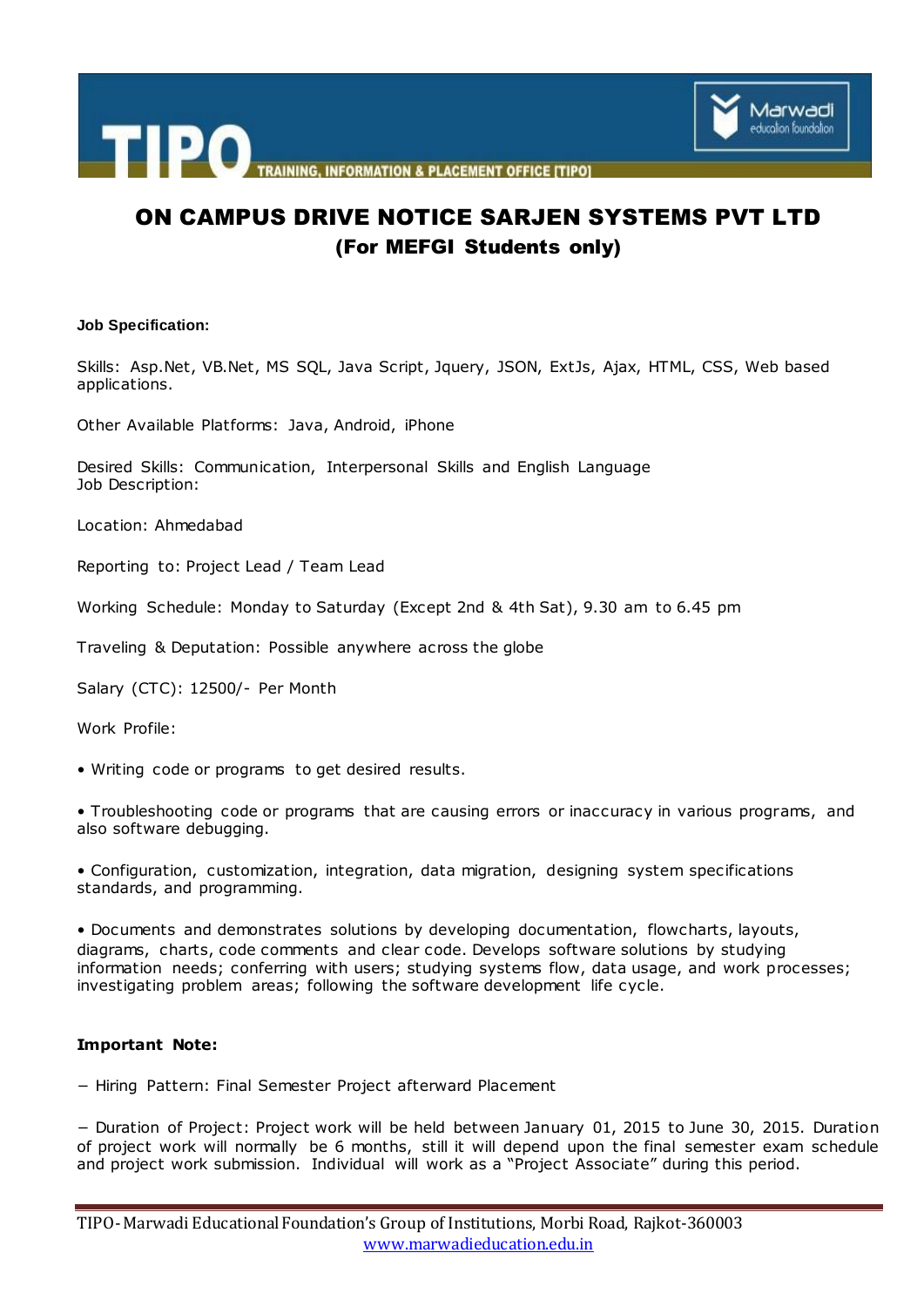# ON CAMPUS DRIVE NOTICE SARJEN SYSTEMS PVT LTD

## (For MEFGI Students only)

**Job Specification:**

Skills: Asp.Net, VB.Net, MS SQL, Java Script, Jquery, JSON, ExtJs, Ajax, HTML, CSS, Web based applications.

Other Available Platforms: Java, Android, iPhone

Desired Skills: Communication, Interpersonal Skills and English Language
Job Description:

Location: Ahmedabad

Reporting to: Project Lead / Team Lead

Working Schedule: Monday to Saturday (Except 2nd & 4th Sat), 9.30 am to 6.45 pm

Traveling & Deputation: Possible anywhere across the globe

Salary (CTC): 12500/- Per Month

Work Profile:

• Writing code or programs to get desired results.

• Troubleshooting code or programs that are causing errors or inaccuracy in various programs, and also software debugging.

• Configuration, customization, integration, data migration, designing system specifications standards, and programming.

• Documents and demonstrates solutions by developing documentation, flowcharts, layouts, diagrams, charts, code comments and clear code. Develops software solutions by studying information needs; conferring with users; studying systems flow, data usage, and work processes; investigating problem areas; following the software development life cycle.

**Important Note:**

− Hiring Pattern: Final Semester Project afterward Placement

− Duration of Project: Project work will be held between January 01, 2015 to June 30, 2015. Duration of project work will normally be 6 months, still it will depend upon the final semester exam schedule and project work submission. Individual will work as a "Project Associate" during this period.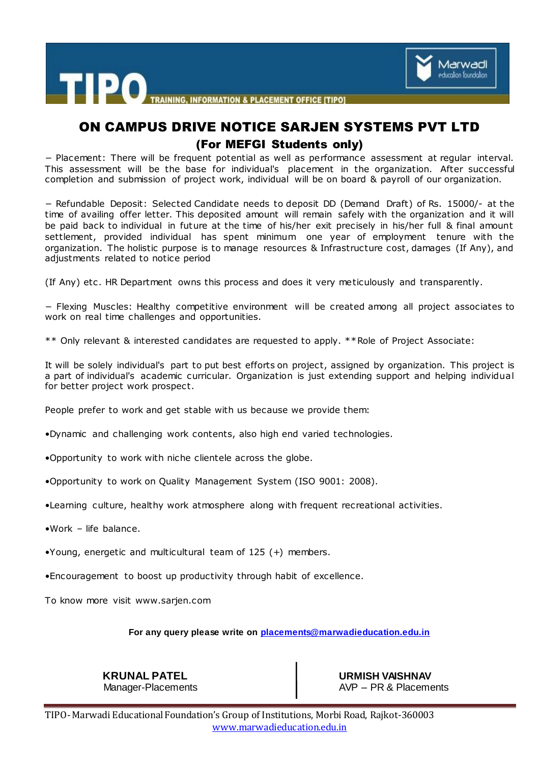# ON CAMPUS DRIVE NOTICE SARJEN SYSTEMS PVT LTD

## (For MEFGI Students only)

− Placement: There will be frequent potential as well as performance assessment at regular interval. This assessment will be the base for individual's placement in the organization. After successful completion and submission of project work, individual will be on board & payroll of our organization.

− Refundable Deposit: Selected Candidate needs to deposit DD (Demand Draft) of Rs. 15000/- at the time of availing offer letter. This deposited amount will remain safely with the organization and it will be paid back to individual in future at the time of his/her exit precisely in his/her full & final amount settlement, provided individual has spent minimum one year of employment tenure with the organization. The holistic purpose is to manage resources & Infrastructure cost, damages (If Any), and adjustments related to notice period

(If Any) etc. HR Department owns this process and does it very meticulously and transparently.

− Flexing Muscles: Healthy competitive environment will be created among all project associates to work on real time challenges and opportunities.

** Only relevant & interested candidates are requested to apply. **Role of Project Associate:

It will be solely individual's part to put best efforts on project, assigned by organization. This project is a part of individual's academic curricular. Organization is just extending support and helping individual for better project work prospect.

People prefer to work and get stable with us because we provide them:

•Dynamic and challenging work contents, also high end varied technologies.

•Opportunity to work with niche clientele across the globe.

•Opportunity to work on Quality Management System (ISO 9001: 2008).

•Learning culture, healthy work atmosphere along with frequent recreational activities.

•Work – life balance.

•Young, energetic and multicultural team of 125 (+) members.

•Encouragement to boost up productivity through habit of excellence.

To know more visit www.sarjen.com

**For any query please write on placements@marwadieducation.edu.in**

**KRUNAL PATEL**
Manager-Placements

**URMISH VAISHNAV**
AVP – PR & Placements